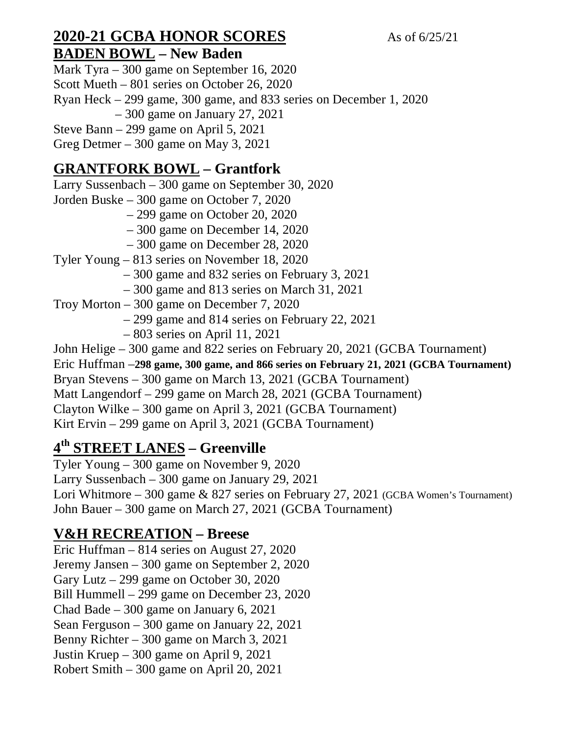# 2020-21 GCBA HONOR SCORES

As of 6/25/21

## BADEN BOWL – New Baden

Mark Tyra – 300 game on September 16, 2020
Scott Mueth – 801 series on October 26, 2020
Ryan Heck – 299 game, 300 game, and 833 series on December 1, 2020
– 300 game on January 27, 2021
Steve Bann – 299 game on April 5, 2021
Greg Detmer – 300 game on May 3, 2021

## GRANTFORK BOWL – Grantfork

Larry Sussenbach – 300 game on September 30, 2020
Jorden Buske – 300 game on October 7, 2020
– 299 game on October 20, 2020
– 300 game on December 14, 2020
– 300 game on December 28, 2020
Tyler Young – 813 series on November 18, 2020
– 300 game and 832 series on February 3, 2021
– 300 game and 813 series on March 31, 2021
Troy Morton – 300 game on December 7, 2020
– 299 game and 814 series on February 22, 2021
– 803 series on April 11, 2021
John Helige – 300 game and 822 series on February 20, 2021 (GCBA Tournament)
Eric Huffman –**298 game, 300 game, and 866 series on February 21, 2021 (GCBA Tournament)**
Bryan Stevens – 300 game on March 13, 2021 (GCBA Tournament)
Matt Langendorf – 299 game on March 28, 2021 (GCBA Tournament)
Clayton Wilke – 300 game on April 3, 2021 (GCBA Tournament)
Kirt Ervin – 299 game on April 3, 2021 (GCBA Tournament)

## 4th STREET LANES – Greenville

Tyler Young – 300 game on November 9, 2020
Larry Sussenbach – 300 game on January 29, 2021
Lori Whitmore – 300 game & 827 series on February 27, 2021 (GCBA Women's Tournament)
John Bauer – 300 game on March 27, 2021 (GCBA Tournament)

## V&H RECREATION – Breese

Eric Huffman – 814 series on August 27, 2020
Jeremy Jansen – 300 game on September 2, 2020
Gary Lutz – 299 game on October 30, 2020
Bill Hummell – 299 game on December 23, 2020
Chad Bade – 300 game on January 6, 2021
Sean Ferguson – 300 game on January 22, 2021
Benny Richter – 300 game on March 3, 2021
Justin Kruep – 300 game on April 9, 2021
Robert Smith – 300 game on April 20, 2021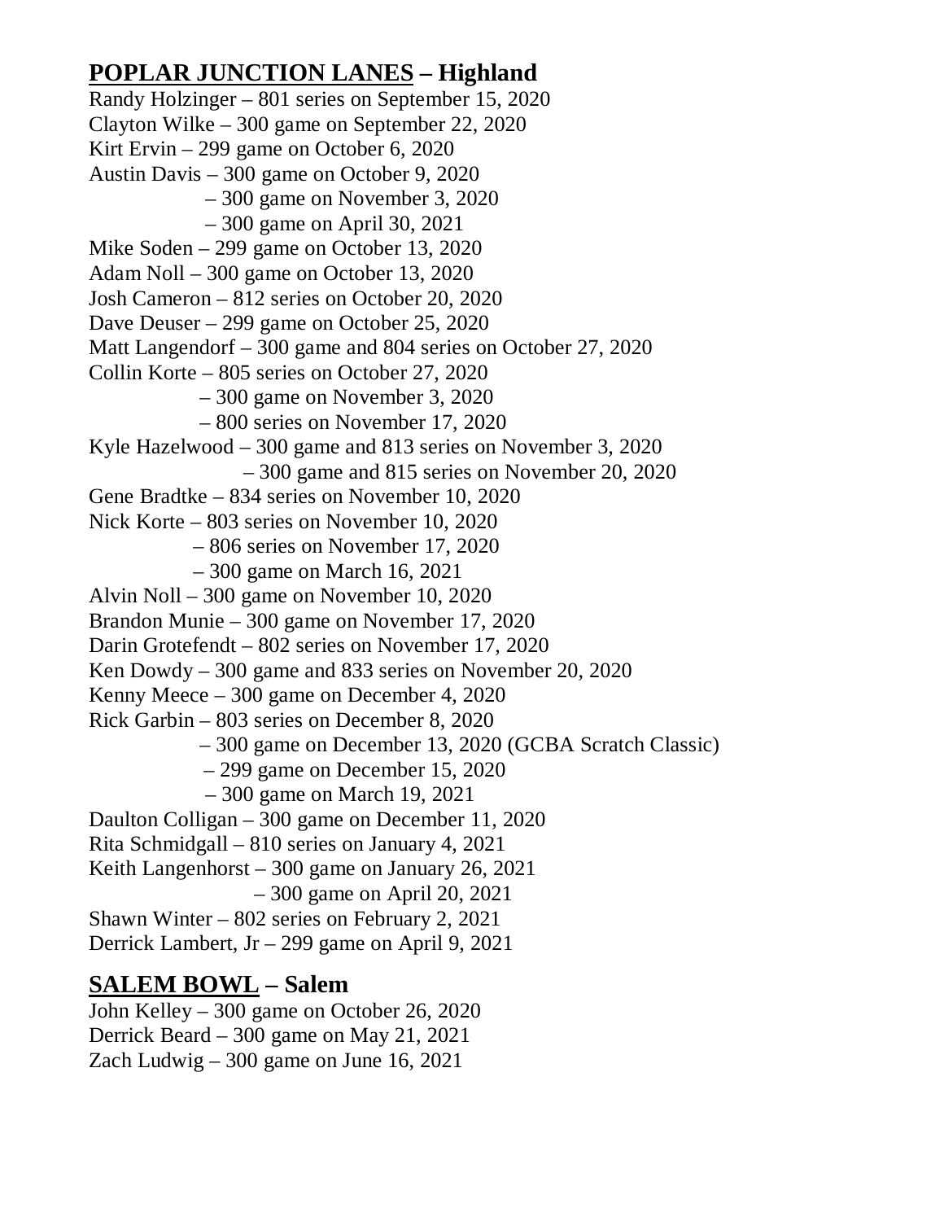## **POPLAR JUNCTION LANES – Highland**

Randy Holzinger – 801 series on September 15, 2020
Clayton Wilke – 300 game on September 22, 2020
Kirt Ervin – 299 game on October 6, 2020
Austin Davis – 300 game on October 9, 2020
– 300 game on November 3, 2020
– 300 game on April 30, 2021
Mike Soden – 299 game on October 13, 2020
Adam Noll – 300 game on October 13, 2020
Josh Cameron – 812 series on October 20, 2020
Dave Deuser – 299 game on October 25, 2020
Matt Langendorf – 300 game and 804 series on October 27, 2020
Collin Korte – 805 series on October 27, 2020
– 300 game on November 3, 2020
– 800 series on November 17, 2020
Kyle Hazelwood – 300 game and 813 series on November 3, 2020
– 300 game and 815 series on November 20, 2020
Gene Bradtke – 834 series on November 10, 2020
Nick Korte – 803 series on November 10, 2020
– 806 series on November 17, 2020
– 300 game on March 16, 2021
Alvin Noll – 300 game on November 10, 2020
Brandon Munie – 300 game on November 17, 2020
Darin Grotefendt – 802 series on November 17, 2020
Ken Dowdy – 300 game and 833 series on November 20, 2020
Kenny Meece – 300 game on December 4, 2020
Rick Garbin – 803 series on December 8, 2020
– 300 game on December 13, 2020 (GCBA Scratch Classic)
– 299 game on December 15, 2020
– 300 game on March 19, 2021
Daulton Colligan – 300 game on December 11, 2020
Rita Schmidgall – 810 series on January 4, 2021
Keith Langenhorst – 300 game on January 26, 2021
– 300 game on April 20, 2021
Shawn Winter – 802 series on February 2, 2021
Derrick Lambert, Jr – 299 game on April 9, 2021

## **SALEM BOWL – Salem**

John Kelley – 300 game on October 26, 2020
Derrick Beard – 300 game on May 21, 2021
Zach Ludwig – 300 game on June 16, 2021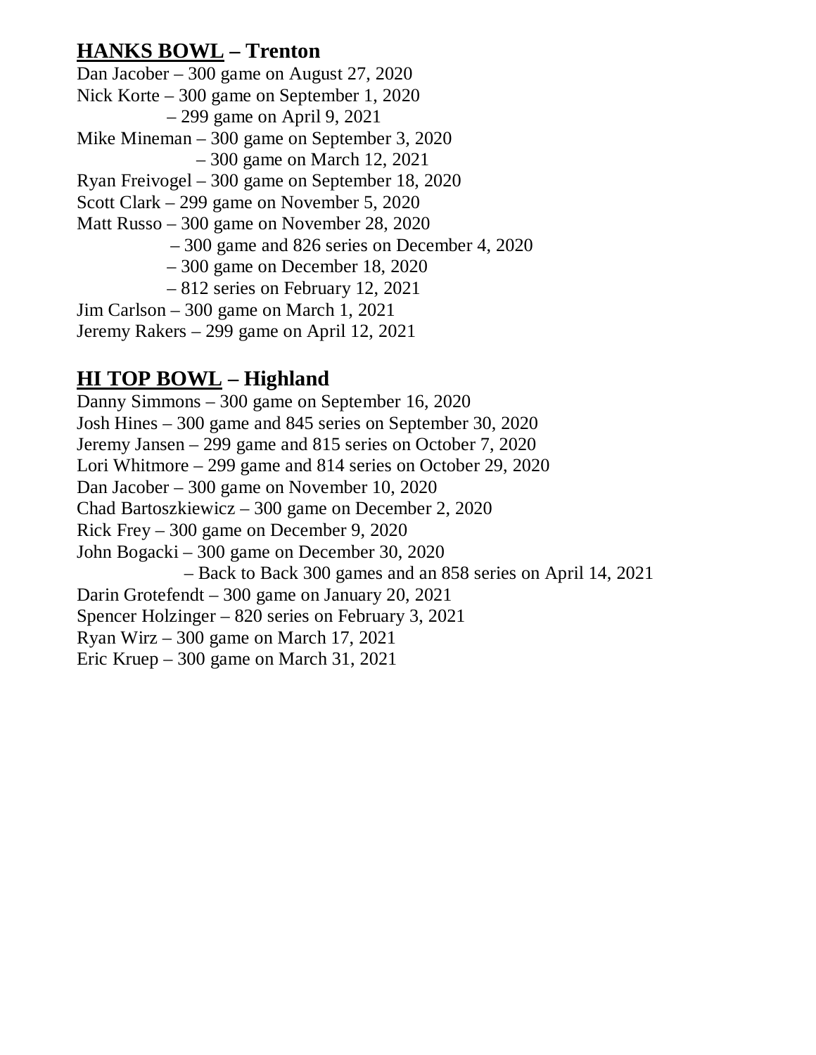## **<u>HANKS BOWL</u> – Trenton**

Dan Jacober – 300 game on August 27, 2020
Nick Korte – 300 game on September 1, 2020
– 299 game on April 9, 2021
Mike Mineman – 300 game on September 3, 2020
– 300 game on March 12, 2021
Ryan Freivogel – 300 game on September 18, 2020
Scott Clark – 299 game on November 5, 2020
Matt Russo – 300 game on November 28, 2020
– 300 game and 826 series on December 4, 2020
– 300 game on December 18, 2020
– 812 series on February 12, 2021
Jim Carlson – 300 game on March 1, 2021
Jeremy Rakers – 299 game on April 12, 2021

## **<u>HI TOP BOWL</u> – Highland**

Danny Simmons – 300 game on September 16, 2020
Josh Hines – 300 game and 845 series on September 30, 2020
Jeremy Jansen – 299 game and 815 series on October 7, 2020
Lori Whitmore – 299 game and 814 series on October 29, 2020
Dan Jacober – 300 game on November 10, 2020
Chad Bartoszkiewicz – 300 game on December 2, 2020
Rick Frey – 300 game on December 9, 2020
John Bogacki – 300 game on December 30, 2020
– Back to Back 300 games and an 858 series on April 14, 2021
Darin Grotefendt – 300 game on January 20, 2021
Spencer Holzinger – 820 series on February 3, 2021
Ryan Wirz – 300 game on March 17, 2021
Eric Kruep – 300 game on March 31, 2021